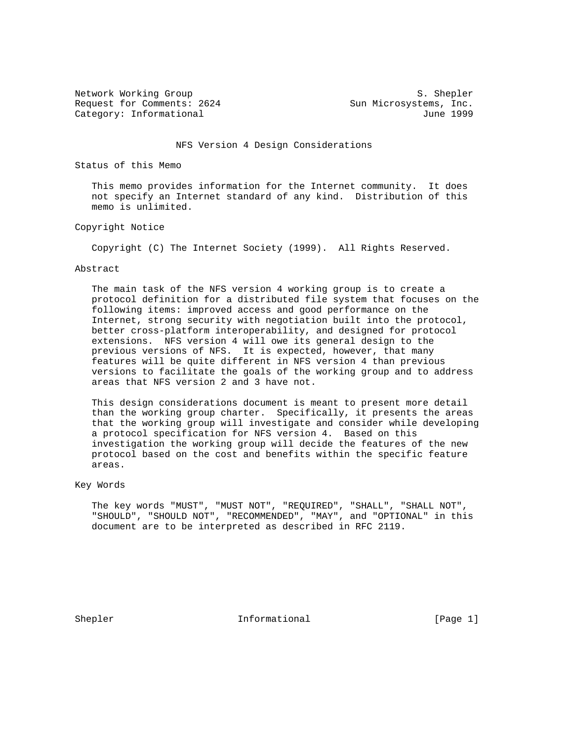Network Working Group S. Shepler
Request for Comments: 2624 Sun Microsystems, Inc.
Category: Informational June 1999

# NFS Version 4 Design Considerations

## Status of this Memo

This memo provides information for the Internet community. It does not specify an Internet standard of any kind. Distribution of this memo is unlimited.

## Copyright Notice

Copyright (C) The Internet Society (1999). All Rights Reserved.

## Abstract

The main task of the NFS version 4 working group is to create a protocol definition for a distributed file system that focuses on the following items: improved access and good performance on the Internet, strong security with negotiation built into the protocol, better cross-platform interoperability, and designed for protocol extensions. NFS version 4 will owe its general design to the previous versions of NFS. It is expected, however, that many features will be quite different in NFS version 4 than previous versions to facilitate the goals of the working group and to address areas that NFS version 2 and 3 have not.

This design considerations document is meant to present more detail than the working group charter. Specifically, it presents the areas that the working group will investigate and consider while developing a protocol specification for NFS version 4. Based on this investigation the working group will decide the features of the new protocol based on the cost and benefits within the specific feature areas.

## Key Words

The key words "MUST", "MUST NOT", "REQUIRED", "SHALL", "SHALL NOT", "SHOULD", "SHOULD NOT", "RECOMMENDED", "MAY", and "OPTIONAL" in this document are to be interpreted as described in RFC 2119.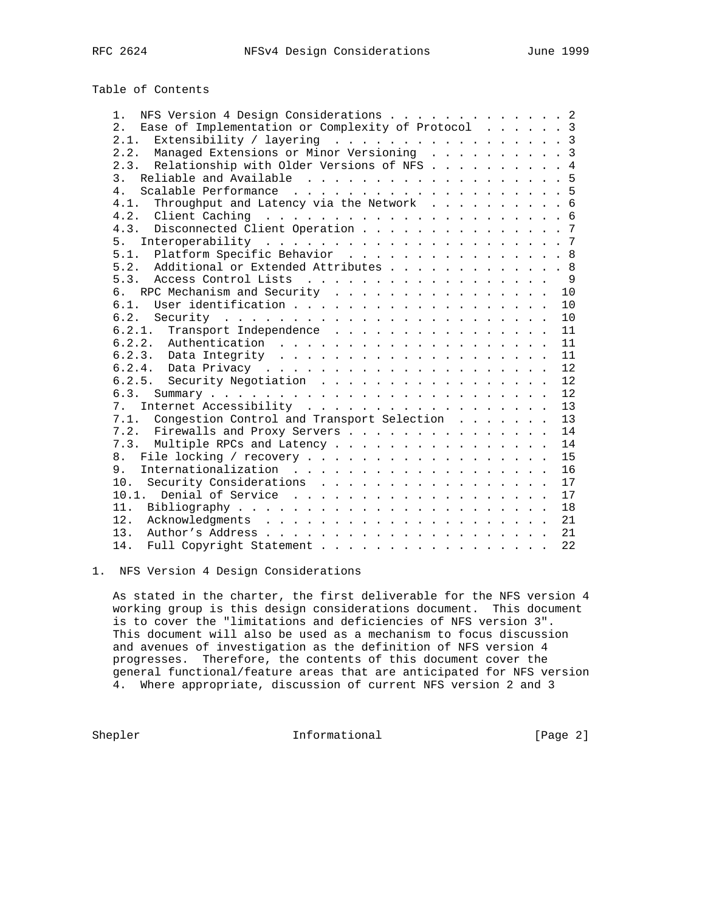Table of Contents

```
   1.  NFS Version 4 Design Considerations . . . . . . . . . . . . . . 2
   2.  Ease of Implementation or Complexity of Protocol  . . . . . . . 3
   2.1.  Extensibility / layering  . . . . . . . . . . . . . . . . . . 3
   2.2.  Managed Extensions or Minor Versioning  . . . . . . . . . . . 3
   2.3.  Relationship with Older Versions of NFS . . . . . . . . . . . 4
   3.  Reliable and Available  . . . . . . . . . . . . . . . . . . . . 5
   4.  Scalable Performance  . . . . . . . . . . . . . . . . . . . . . 5
   4.1.  Throughput and Latency via the Network  . . . . . . . . . . . 6
   4.2.  Client Caching  . . . . . . . . . . . . . . . . . . . . . . . 6
   4.3.  Disconnected Client Operation . . . . . . . . . . . . . . . . 7
   5.  Interoperability  . . . . . . . . . . . . . . . . . . . . . . . 7
   5.1.  Platform Specific Behavior  . . . . . . . . . . . . . . . . . 8
   5.2.  Additional or Extended Attributes . . . . . . . . . . . . . . 8
   5.3.  Access Control Lists  . . . . . . . . . . . . . . . . . . .   9
   6.  RPC Mechanism and Security  . . . . . . . . . . . . . . . . .  10
   6.1.  User identification . . . . . . . . . . . . . . . . . . . .  10
   6.2.  Security  . . . . . . . . . . . . . . . . . . . . . . . . .  10
   6.2.1.  Transport Independence  . . . . . . . . . . . . . . . . .  11
   6.2.2.  Authentication  . . . . . . . . . . . . . . . . . . . . .  11
   6.2.3.  Data Integrity  . . . . . . . . . . . . . . . . . . . . .  11
   6.2.4.  Data Privacy  . . . . . . . . . . . . . . . . . . . . . .  12
   6.2.5.  Security Negotiation  . . . . . . . . . . . . . . . . . .  12
   6.3.  Summary . . . . . . . . . . . . . . . . . . . . . . . . . .  12
   7.  Internet Accessibility  . . . . . . . . . . . . . . . . . . .  13
   7.1.  Congestion Control and Transport Selection  . . . . . . . .  13
   7.2.  Firewalls and Proxy Servers . . . . . . . . . . . . . . . .  14
   7.3.  Multiple RPCs and Latency . . . . . . . . . . . . . . . . .  14
   8.  File locking / recovery . . . . . . . . . . . . . . . . . . .  15
   9.  Internationalization  . . . . . . . . . . . . . . . . . . . .  16
   10.  Security Considerations  . . . . . . . . . . . . . . . . . .  17
   10.1.  Denial of Service  . . . . . . . . . . . . . . . . . . . .  17
   11.  Bibliography . . . . . . . . . . . . . . . . . . . . . . . .  18
   12.  Acknowledgments  . . . . . . . . . . . . . . . . . . . . . .  21
   13.  Author's Address . . . . . . . . . . . . . . . . . . . . . .  21
   14.  Full Copyright Statement . . . . . . . . . . . . . . . . . .  22
```

## 1. NFS Version 4 Design Considerations

As stated in the charter, the first deliverable for the NFS version 4 working group is this design considerations document. This document is to cover the "limitations and deficiencies of NFS version 3". This document will also be used as a mechanism to focus discussion and avenues of investigation as the definition of NFS version 4 progresses. Therefore, the contents of this document cover the general functional/feature areas that are anticipated for NFS version 4. Where appropriate, discussion of current NFS version 2 and 3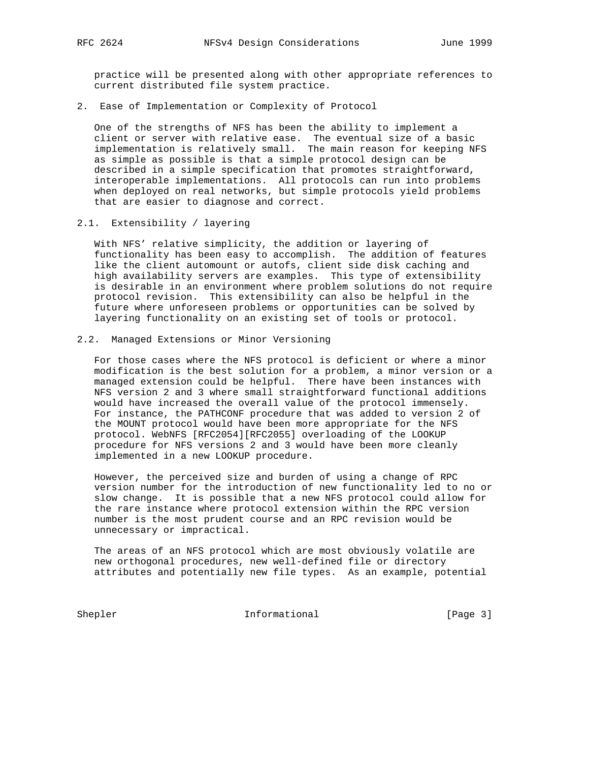practice will be presented along with other appropriate references to current distributed file system practice.

## 2. Ease of Implementation or Complexity of Protocol

One of the strengths of NFS has been the ability to implement a client or server with relative ease. The eventual size of a basic implementation is relatively small. The main reason for keeping NFS as simple as possible is that a simple protocol design can be described in a simple specification that promotes straightforward, interoperable implementations. All protocols can run into problems when deployed on real networks, but simple protocols yield problems that are easier to diagnose and correct.

### 2.1. Extensibility / layering

With NFS' relative simplicity, the addition or layering of functionality has been easy to accomplish. The addition of features like the client automount or autofs, client side disk caching and high availability servers are examples. This type of extensibility is desirable in an environment where problem solutions do not require protocol revision. This extensibility can also be helpful in the future where unforeseen problems or opportunities can be solved by layering functionality on an existing set of tools or protocol.

### 2.2. Managed Extensions or Minor Versioning

For those cases where the NFS protocol is deficient or where a minor modification is the best solution for a problem, a minor version or a managed extension could be helpful. There have been instances with NFS version 2 and 3 where small straightforward functional additions would have increased the overall value of the protocol immensely. For instance, the PATHCONF procedure that was added to version 2 of the MOUNT protocol would have been more appropriate for the NFS protocol. WebNFS [RFC2054][RFC2055] overloading of the LOOKUP procedure for NFS versions 2 and 3 would have been more cleanly implemented in a new LOOKUP procedure.

However, the perceived size and burden of using a change of RPC version number for the introduction of new functionality led to no or slow change. It is possible that a new NFS protocol could allow for the rare instance where protocol extension within the RPC version number is the most prudent course and an RPC revision would be unnecessary or impractical.

The areas of an NFS protocol which are most obviously volatile are new orthogonal procedures, new well-defined file or directory attributes and potentially new file types. As an example, potential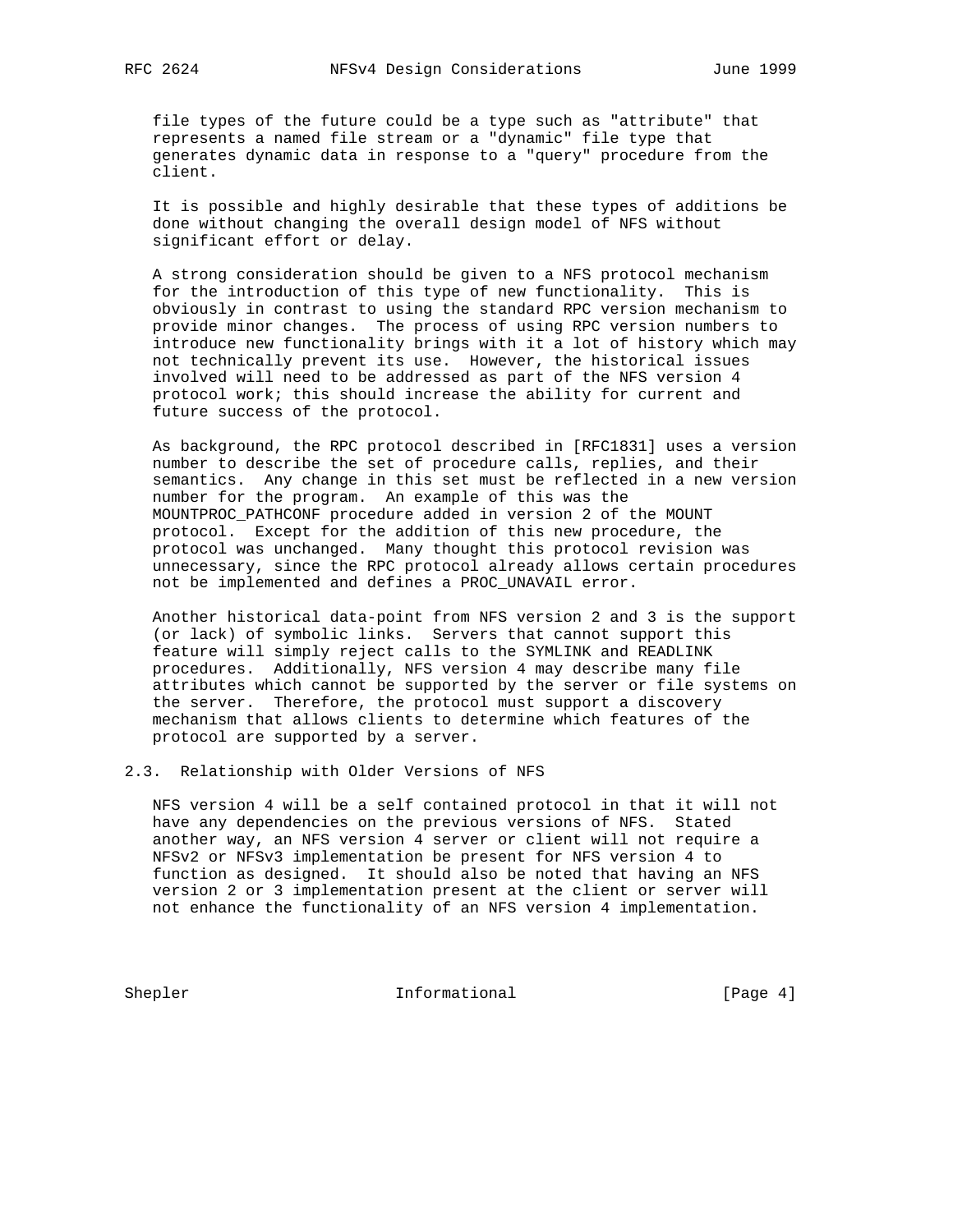file types of the future could be a type such as "attribute" that represents a named file stream or a "dynamic" file type that generates dynamic data in response to a "query" procedure from the client.

It is possible and highly desirable that these types of additions be done without changing the overall design model of NFS without significant effort or delay.

A strong consideration should be given to a NFS protocol mechanism for the introduction of this type of new functionality. This is obviously in contrast to using the standard RPC version mechanism to provide minor changes. The process of using RPC version numbers to introduce new functionality brings with it a lot of history which may not technically prevent its use. However, the historical issues involved will need to be addressed as part of the NFS version 4 protocol work; this should increase the ability for current and future success of the protocol.

As background, the RPC protocol described in [RFC1831] uses a version number to describe the set of procedure calls, replies, and their semantics. Any change in this set must be reflected in a new version number for the program. An example of this was the MOUNTPROC_PATHCONF procedure added in version 2 of the MOUNT protocol. Except for the addition of this new procedure, the protocol was unchanged. Many thought this protocol revision was unnecessary, since the RPC protocol already allows certain procedures not be implemented and defines a PROC_UNAVAIL error.

Another historical data-point from NFS version 2 and 3 is the support (or lack) of symbolic links. Servers that cannot support this feature will simply reject calls to the SYMLINK and READLINK procedures. Additionally, NFS version 4 may describe many file attributes which cannot be supported by the server or file systems on the server. Therefore, the protocol must support a discovery mechanism that allows clients to determine which features of the protocol are supported by a server.

## 2.3. Relationship with Older Versions of NFS

NFS version 4 will be a self contained protocol in that it will not have any dependencies on the previous versions of NFS. Stated another way, an NFS version 4 server or client will not require a NFSv2 or NFSv3 implementation be present for NFS version 4 to function as designed. It should also be noted that having an NFS version 2 or 3 implementation present at the client or server will not enhance the functionality of an NFS version 4 implementation.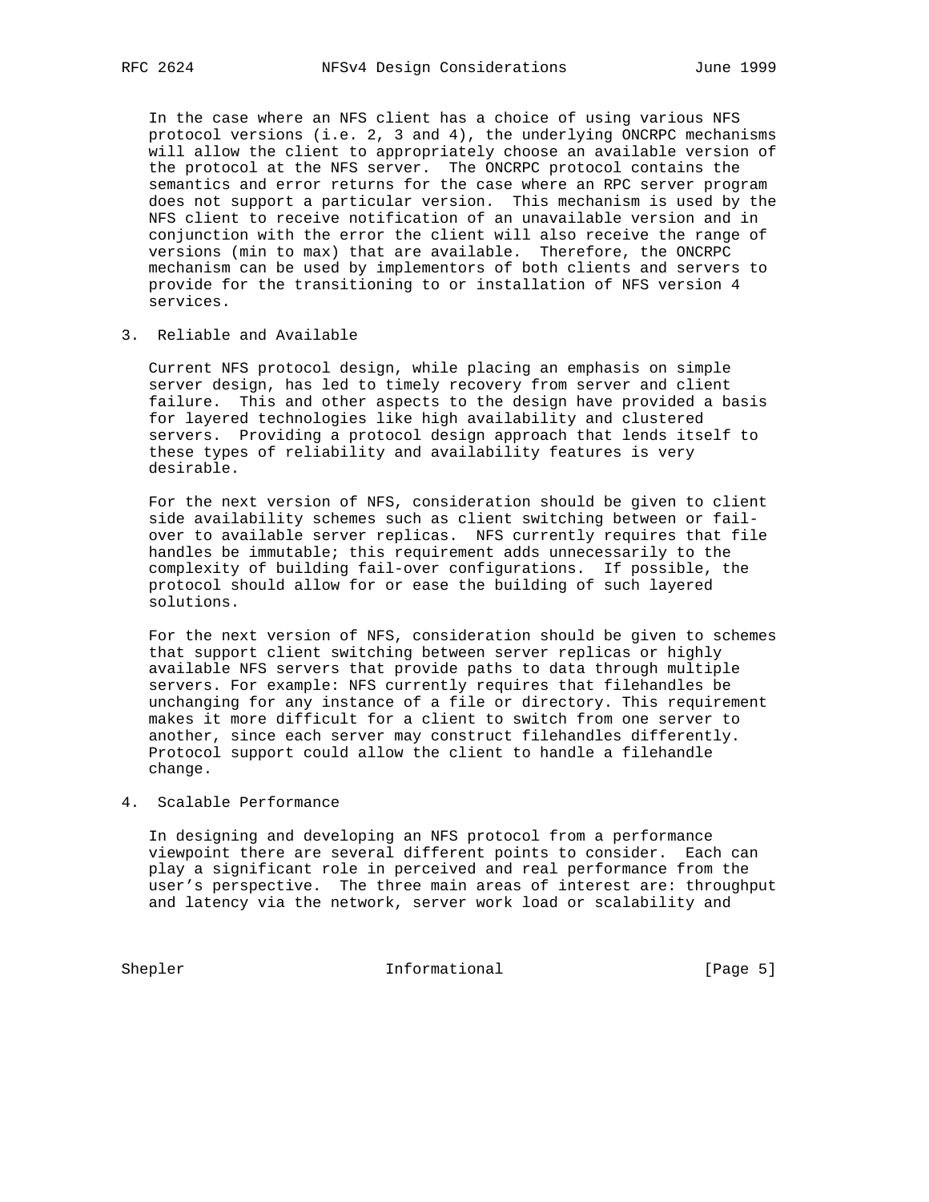In the case where an NFS client has a choice of using various NFS protocol versions (i.e. 2, 3 and 4), the underlying ONCRPC mechanisms will allow the client to appropriately choose an available version of the protocol at the NFS server. The ONCRPC protocol contains the semantics and error returns for the case where an RPC server program does not support a particular version. This mechanism is used by the NFS client to receive notification of an unavailable version and in conjunction with the error the client will also receive the range of versions (min to max) that are available. Therefore, the ONCRPC mechanism can be used by implementors of both clients and servers to provide for the transitioning to or installation of NFS version 4 services.

## 3. Reliable and Available

Current NFS protocol design, while placing an emphasis on simple server design, has led to timely recovery from server and client failure. This and other aspects to the design have provided a basis for layered technologies like high availability and clustered servers. Providing a protocol design approach that lends itself to these types of reliability and availability features is very desirable.

For the next version of NFS, consideration should be given to client side availability schemes such as client switching between or fail-over to available server replicas. NFS currently requires that file handles be immutable; this requirement adds unnecessarily to the complexity of building fail-over configurations. If possible, the protocol should allow for or ease the building of such layered solutions.

For the next version of NFS, consideration should be given to schemes that support client switching between server replicas or highly available NFS servers that provide paths to data through multiple servers. For example: NFS currently requires that filehandles be unchanging for any instance of a file or directory. This requirement makes it more difficult for a client to switch from one server to another, since each server may construct filehandles differently. Protocol support could allow the client to handle a filehandle change.

## 4. Scalable Performance

In designing and developing an NFS protocol from a performance viewpoint there are several different points to consider. Each can play a significant role in perceived and real performance from the user's perspective. The three main areas of interest are: throughput and latency via the network, server work load or scalability and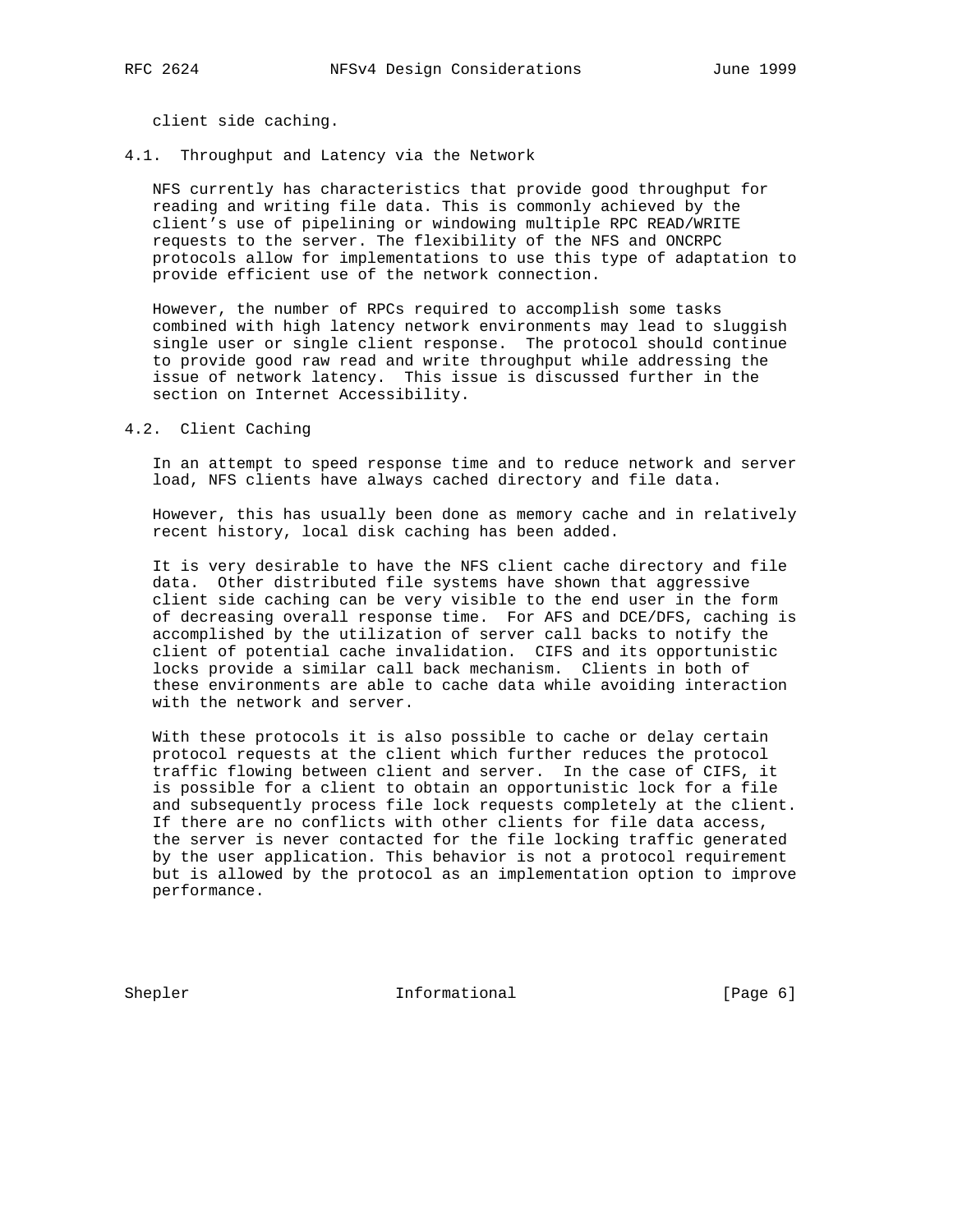client side caching.

## 4.1. Throughput and Latency via the Network

NFS currently has characteristics that provide good throughput for reading and writing file data. This is commonly achieved by the client's use of pipelining or windowing multiple RPC READ/WRITE requests to the server. The flexibility of the NFS and ONCRPC protocols allow for implementations to use this type of adaptation to provide efficient use of the network connection.

However, the number of RPCs required to accomplish some tasks combined with high latency network environments may lead to sluggish single user or single client response. The protocol should continue to provide good raw read and write throughput while addressing the issue of network latency. This issue is discussed further in the section on Internet Accessibility.

## 4.2. Client Caching

In an attempt to speed response time and to reduce network and server load, NFS clients have always cached directory and file data.

However, this has usually been done as memory cache and in relatively recent history, local disk caching has been added.

It is very desirable to have the NFS client cache directory and file data. Other distributed file systems have shown that aggressive client side caching can be very visible to the end user in the form of decreasing overall response time. For AFS and DCE/DFS, caching is accomplished by the utilization of server call backs to notify the client of potential cache invalidation. CIFS and its opportunistic locks provide a similar call back mechanism. Clients in both of these environments are able to cache data while avoiding interaction with the network and server.

With these protocols it is also possible to cache or delay certain protocol requests at the client which further reduces the protocol traffic flowing between client and server. In the case of CIFS, it is possible for a client to obtain an opportunistic lock for a file and subsequently process file lock requests completely at the client. If there are no conflicts with other clients for file data access, the server is never contacted for the file locking traffic generated by the user application. This behavior is not a protocol requirement but is allowed by the protocol as an implementation option to improve performance.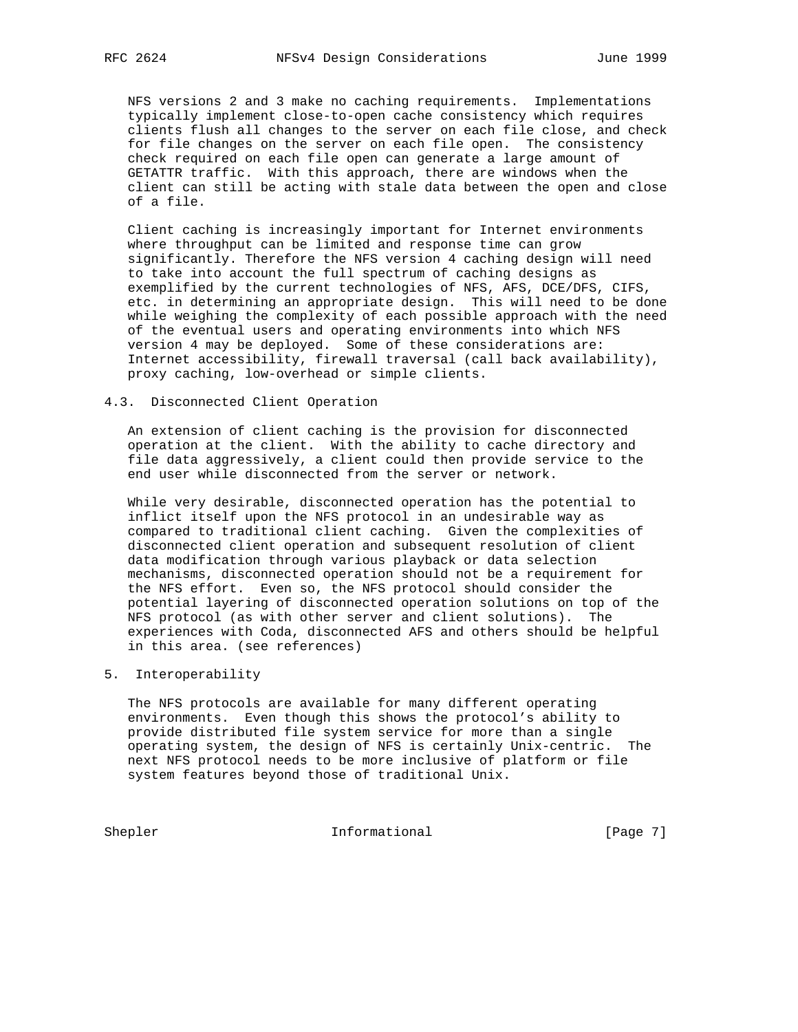NFS versions 2 and 3 make no caching requirements. Implementations typically implement close-to-open cache consistency which requires clients flush all changes to the server on each file close, and check for file changes on the server on each file open. The consistency check required on each file open can generate a large amount of GETATTR traffic. With this approach, there are windows when the client can still be acting with stale data between the open and close of a file.

Client caching is increasingly important for Internet environments where throughput can be limited and response time can grow significantly. Therefore the NFS version 4 caching design will need to take into account the full spectrum of caching designs as exemplified by the current technologies of NFS, AFS, DCE/DFS, CIFS, etc. in determining an appropriate design. This will need to be done while weighing the complexity of each possible approach with the need of the eventual users and operating environments into which NFS version 4 may be deployed. Some of these considerations are: Internet accessibility, firewall traversal (call back availability), proxy caching, low-overhead or simple clients.

## 4.3. Disconnected Client Operation

An extension of client caching is the provision for disconnected operation at the client. With the ability to cache directory and file data aggressively, a client could then provide service to the end user while disconnected from the server or network.

While very desirable, disconnected operation has the potential to inflict itself upon the NFS protocol in an undesirable way as compared to traditional client caching. Given the complexities of disconnected client operation and subsequent resolution of client data modification through various playback or data selection mechanisms, disconnected operation should not be a requirement for the NFS effort. Even so, the NFS protocol should consider the potential layering of disconnected operation solutions on top of the NFS protocol (as with other server and client solutions). The experiences with Coda, disconnected AFS and others should be helpful in this area. (see references)

# 5. Interoperability

The NFS protocols are available for many different operating environments. Even though this shows the protocol's ability to provide distributed file system service for more than a single operating system, the design of NFS is certainly Unix-centric. The next NFS protocol needs to be more inclusive of platform or file system features beyond those of traditional Unix.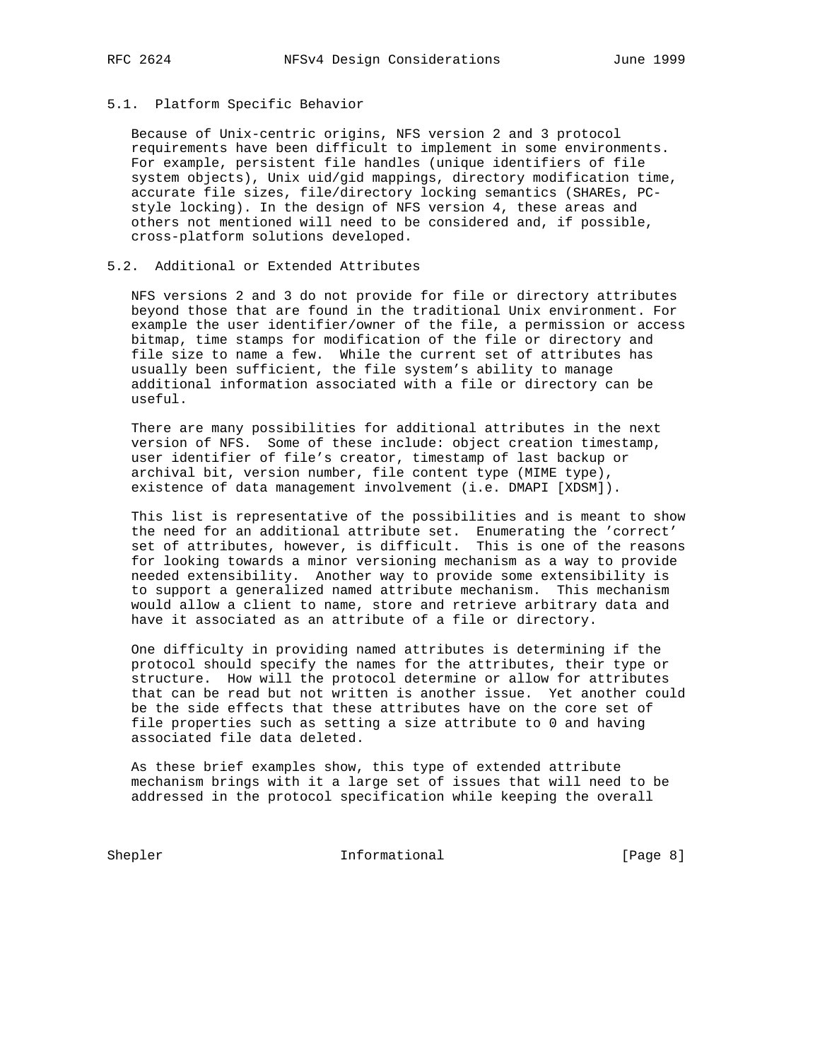### 5.1. Platform Specific Behavior

Because of Unix-centric origins, NFS version 2 and 3 protocol requirements have been difficult to implement in some environments. For example, persistent file handles (unique identifiers of file system objects), Unix uid/gid mappings, directory modification time, accurate file sizes, file/directory locking semantics (SHAREs, PC-style locking). In the design of NFS version 4, these areas and others not mentioned will need to be considered and, if possible, cross-platform solutions developed.

### 5.2. Additional or Extended Attributes

NFS versions 2 and 3 do not provide for file or directory attributes beyond those that are found in the traditional Unix environment. For example the user identifier/owner of the file, a permission or access bitmap, time stamps for modification of the file or directory and file size to name a few. While the current set of attributes has usually been sufficient, the file system's ability to manage additional information associated with a file or directory can be useful.

There are many possibilities for additional attributes in the next version of NFS. Some of these include: object creation timestamp, user identifier of file's creator, timestamp of last backup or archival bit, version number, file content type (MIME type), existence of data management involvement (i.e. DMAPI [XDSM]).

This list is representative of the possibilities and is meant to show the need for an additional attribute set. Enumerating the 'correct' set of attributes, however, is difficult. This is one of the reasons for looking towards a minor versioning mechanism as a way to provide needed extensibility. Another way to provide some extensibility is to support a generalized named attribute mechanism. This mechanism would allow a client to name, store and retrieve arbitrary data and have it associated as an attribute of a file or directory.

One difficulty in providing named attributes is determining if the protocol should specify the names for the attributes, their type or structure. How will the protocol determine or allow for attributes that can be read but not written is another issue. Yet another could be the side effects that these attributes have on the core set of file properties such as setting a size attribute to 0 and having associated file data deleted.

As these brief examples show, this type of extended attribute mechanism brings with it a large set of issues that will need to be addressed in the protocol specification while keeping the overall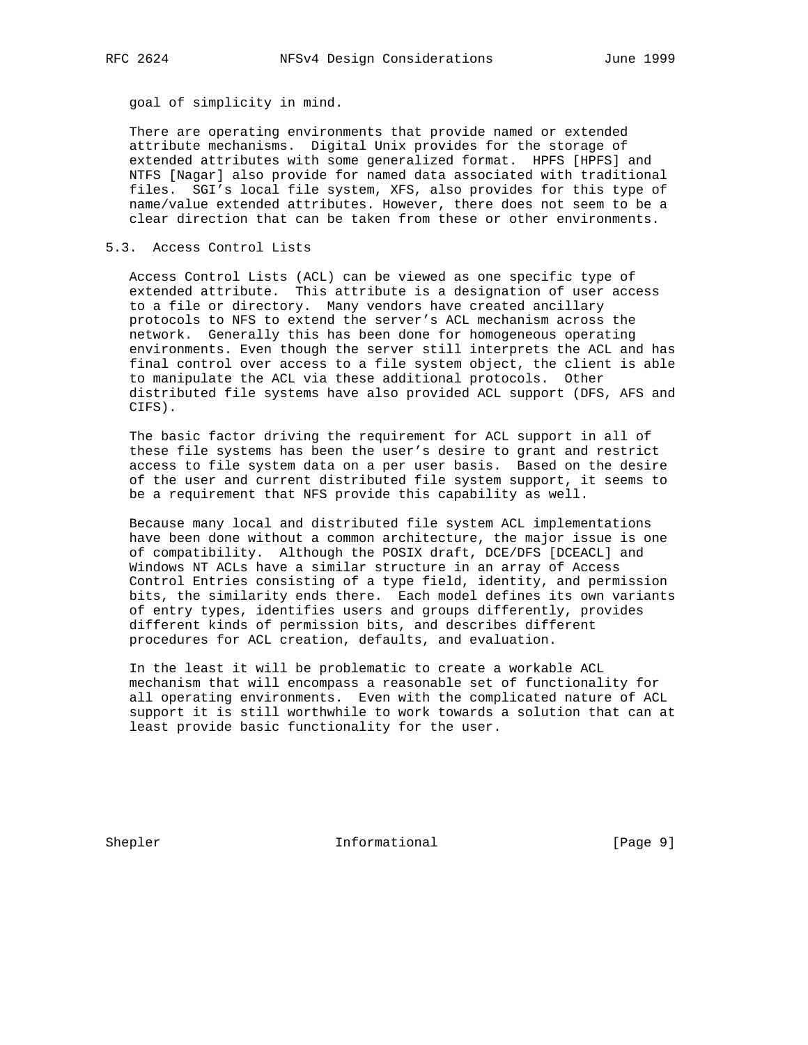goal of simplicity in mind.

There are operating environments that provide named or extended attribute mechanisms. Digital Unix provides for the storage of extended attributes with some generalized format. HPFS [HPFS] and NTFS [Nagar] also provide for named data associated with traditional files. SGI's local file system, XFS, also provides for this type of name/value extended attributes. However, there does not seem to be a clear direction that can be taken from these or other environments.

## 5.3. Access Control Lists

Access Control Lists (ACL) can be viewed as one specific type of extended attribute. This attribute is a designation of user access to a file or directory. Many vendors have created ancillary protocols to NFS to extend the server's ACL mechanism across the network. Generally this has been done for homogeneous operating environments. Even though the server still interprets the ACL and has final control over access to a file system object, the client is able to manipulate the ACL via these additional protocols. Other distributed file systems have also provided ACL support (DFS, AFS and CIFS).

The basic factor driving the requirement for ACL support in all of these file systems has been the user's desire to grant and restrict access to file system data on a per user basis. Based on the desire of the user and current distributed file system support, it seems to be a requirement that NFS provide this capability as well.

Because many local and distributed file system ACL implementations have been done without a common architecture, the major issue is one of compatibility. Although the POSIX draft, DCE/DFS [DCEACL] and Windows NT ACLs have a similar structure in an array of Access Control Entries consisting of a type field, identity, and permission bits, the similarity ends there. Each model defines its own variants of entry types, identifies users and groups differently, provides different kinds of permission bits, and describes different procedures for ACL creation, defaults, and evaluation.

In the least it will be problematic to create a workable ACL mechanism that will encompass a reasonable set of functionality for all operating environments. Even with the complicated nature of ACL support it is still worthwhile to work towards a solution that can at least provide basic functionality for the user.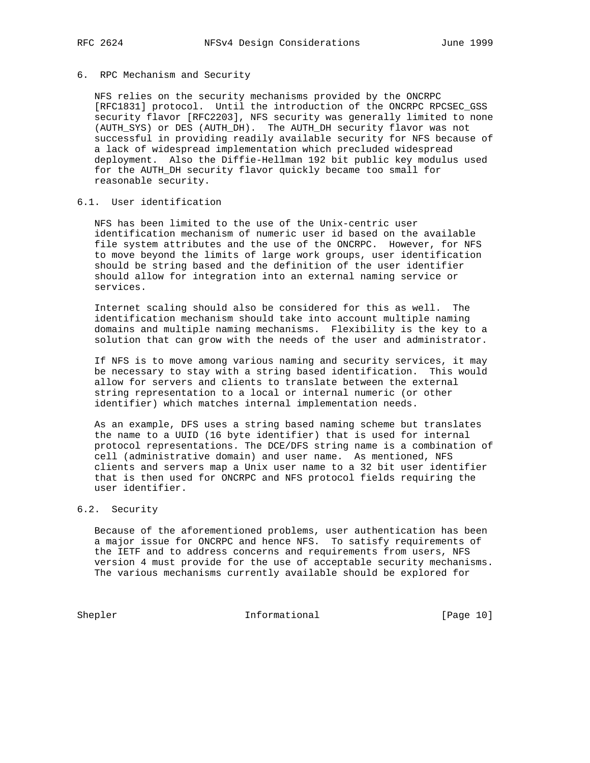## 6. RPC Mechanism and Security

NFS relies on the security mechanisms provided by the ONCRPC [RFC1831] protocol. Until the introduction of the ONCRPC RPCSEC_GSS security flavor [RFC2203], NFS security was generally limited to none (AUTH_SYS) or DES (AUTH_DH). The AUTH_DH security flavor was not successful in providing readily available security for NFS because of a lack of widespread implementation which precluded widespread deployment. Also the Diffie-Hellman 192 bit public key modulus used for the AUTH_DH security flavor quickly became too small for reasonable security.

### 6.1. User identification

NFS has been limited to the use of the Unix-centric user identification mechanism of numeric user id based on the available file system attributes and the use of the ONCRPC. However, for NFS to move beyond the limits of large work groups, user identification should be string based and the definition of the user identifier should allow for integration into an external naming service or services.

Internet scaling should also be considered for this as well. The identification mechanism should take into account multiple naming domains and multiple naming mechanisms. Flexibility is the key to a solution that can grow with the needs of the user and administrator.

If NFS is to move among various naming and security services, it may be necessary to stay with a string based identification. This would allow for servers and clients to translate between the external string representation to a local or internal numeric (or other identifier) which matches internal implementation needs.

As an example, DFS uses a string based naming scheme but translates the name to a UUID (16 byte identifier) that is used for internal protocol representations. The DCE/DFS string name is a combination of cell (administrative domain) and user name. As mentioned, NFS clients and servers map a Unix user name to a 32 bit user identifier that is then used for ONCRPC and NFS protocol fields requiring the user identifier.

### 6.2. Security

Because of the aforementioned problems, user authentication has been a major issue for ONCRPC and hence NFS. To satisfy requirements of the IETF and to address concerns and requirements from users, NFS version 4 must provide for the use of acceptable security mechanisms. The various mechanisms currently available should be explored for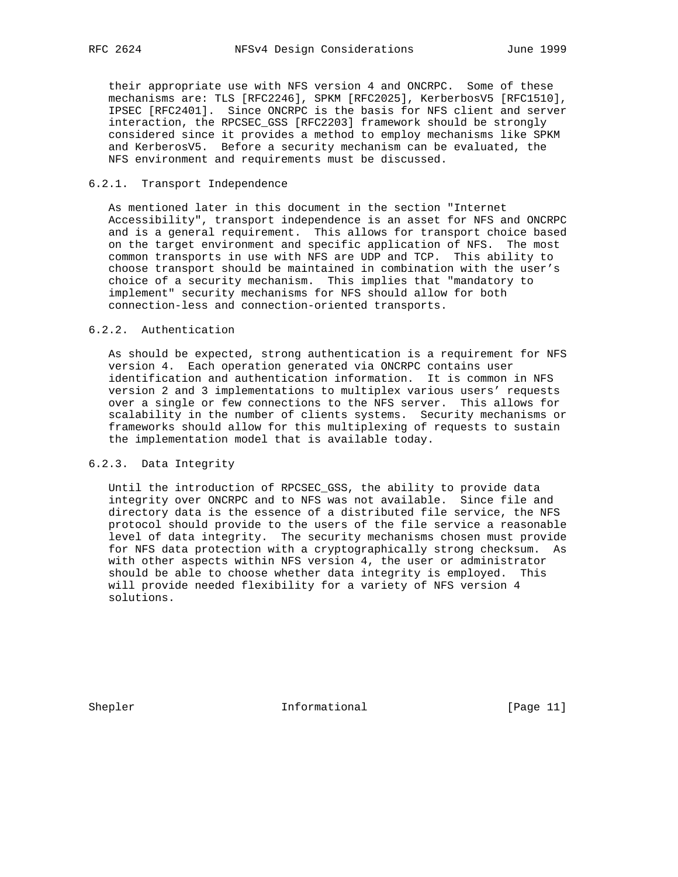their appropriate use with NFS version 4 and ONCRPC. Some of these mechanisms are: TLS [RFC2246], SPKM [RFC2025], KerberosV5 [RFC1510], IPSEC [RFC2401]. Since ONCRPC is the basis for NFS client and server interaction, the RPCSEC_GSS [RFC2203] framework should be strongly considered since it provides a method to employ mechanisms like SPKM and KerberosV5. Before a security mechanism can be evaluated, the NFS environment and requirements must be discussed.

### 6.2.1. Transport Independence

As mentioned later in this document in the section "Internet Accessibility", transport independence is an asset for NFS and ONCRPC and is a general requirement. This allows for transport choice based on the target environment and specific application of NFS. The most common transports in use with NFS are UDP and TCP. This ability to choose transport should be maintained in combination with the user's choice of a security mechanism. This implies that "mandatory to implement" security mechanisms for NFS should allow for both connection-less and connection-oriented transports.

### 6.2.2. Authentication

As should be expected, strong authentication is a requirement for NFS version 4. Each operation generated via ONCRPC contains user identification and authentication information. It is common in NFS version 2 and 3 implementations to multiplex various users' requests over a single or few connections to the NFS server. This allows for scalability in the number of clients systems. Security mechanisms or frameworks should allow for this multiplexing of requests to sustain the implementation model that is available today.

### 6.2.3. Data Integrity

Until the introduction of RPCSEC_GSS, the ability to provide data integrity over ONCRPC and to NFS was not available. Since file and directory data is the essence of a distributed file service, the NFS protocol should provide to the users of the file service a reasonable level of data integrity. The security mechanisms chosen must provide for NFS data protection with a cryptographically strong checksum. As with other aspects within NFS version 4, the user or administrator should be able to choose whether data integrity is employed. This will provide needed flexibility for a variety of NFS version 4 solutions.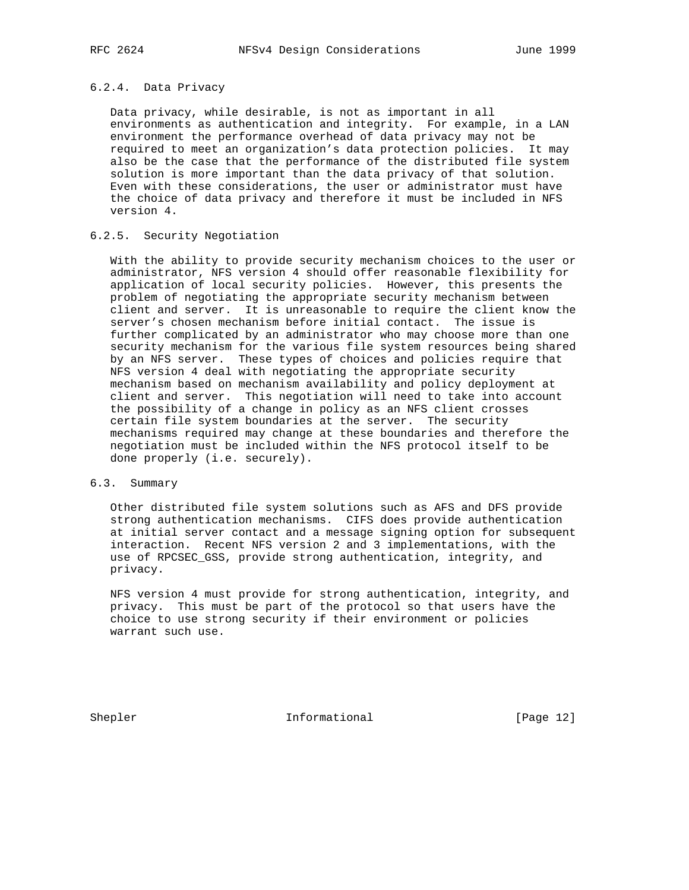#### 6.2.4. Data Privacy

Data privacy, while desirable, is not as important in all environments as authentication and integrity. For example, in a LAN environment the performance overhead of data privacy may not be required to meet an organization's data protection policies. It may also be the case that the performance of the distributed file system solution is more important than the data privacy of that solution. Even with these considerations, the user or administrator must have the choice of data privacy and therefore it must be included in NFS version 4.

#### 6.2.5. Security Negotiation

With the ability to provide security mechanism choices to the user or administrator, NFS version 4 should offer reasonable flexibility for application of local security policies. However, this presents the problem of negotiating the appropriate security mechanism between client and server. It is unreasonable to require the client know the server's chosen mechanism before initial contact. The issue is further complicated by an administrator who may choose more than one security mechanism for the various file system resources being shared by an NFS server. These types of choices and policies require that NFS version 4 deal with negotiating the appropriate security mechanism based on mechanism availability and policy deployment at client and server. This negotiation will need to take into account the possibility of a change in policy as an NFS client crosses certain file system boundaries at the server. The security mechanisms required may change at these boundaries and therefore the negotiation must be included within the NFS protocol itself to be done properly (i.e. securely).

### 6.3. Summary

Other distributed file system solutions such as AFS and DFS provide strong authentication mechanisms. CIFS does provide authentication at initial server contact and a message signing option for subsequent interaction. Recent NFS version 2 and 3 implementations, with the use of RPCSEC_GSS, provide strong authentication, integrity, and privacy.

NFS version 4 must provide for strong authentication, integrity, and privacy. This must be part of the protocol so that users have the choice to use strong security if their environment or policies warrant such use.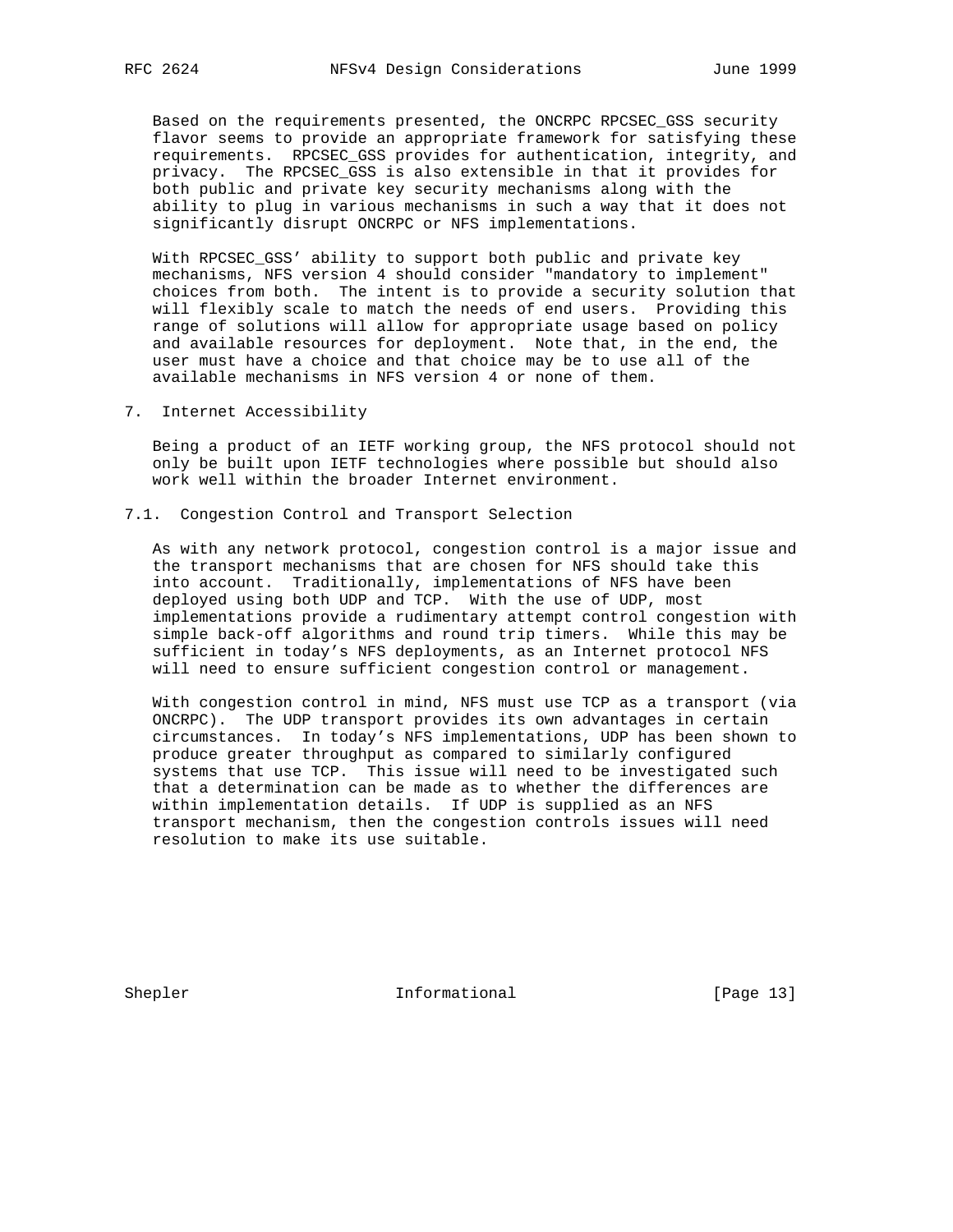Based on the requirements presented, the ONCRPC RPCSEC_GSS security flavor seems to provide an appropriate framework for satisfying these requirements. RPCSEC_GSS provides for authentication, integrity, and privacy. The RPCSEC_GSS is also extensible in that it provides for both public and private key security mechanisms along with the ability to plug in various mechanisms in such a way that it does not significantly disrupt ONCRPC or NFS implementations.

With RPCSEC_GSS' ability to support both public and private key mechanisms, NFS version 4 should consider "mandatory to implement" choices from both. The intent is to provide a security solution that will flexibly scale to match the needs of end users. Providing this range of solutions will allow for appropriate usage based on policy and available resources for deployment. Note that, in the end, the user must have a choice and that choice may be to use all of the available mechanisms in NFS version 4 or none of them.

## 7. Internet Accessibility

Being a product of an IETF working group, the NFS protocol should not only be built upon IETF technologies where possible but should also work well within the broader Internet environment.

### 7.1. Congestion Control and Transport Selection

As with any network protocol, congestion control is a major issue and the transport mechanisms that are chosen for NFS should take this into account. Traditionally, implementations of NFS have been deployed using both UDP and TCP. With the use of UDP, most implementations provide a rudimentary attempt control congestion with simple back-off algorithms and round trip timers. While this may be sufficient in today's NFS deployments, as an Internet protocol NFS will need to ensure sufficient congestion control or management.

With congestion control in mind, NFS must use TCP as a transport (via ONCRPC). The UDP transport provides its own advantages in certain circumstances. In today's NFS implementations, UDP has been shown to produce greater throughput as compared to similarly configured systems that use TCP. This issue will need to be investigated such that a determination can be made as to whether the differences are within implementation details. If UDP is supplied as an NFS transport mechanism, then the congestion controls issues will need resolution to make its use suitable.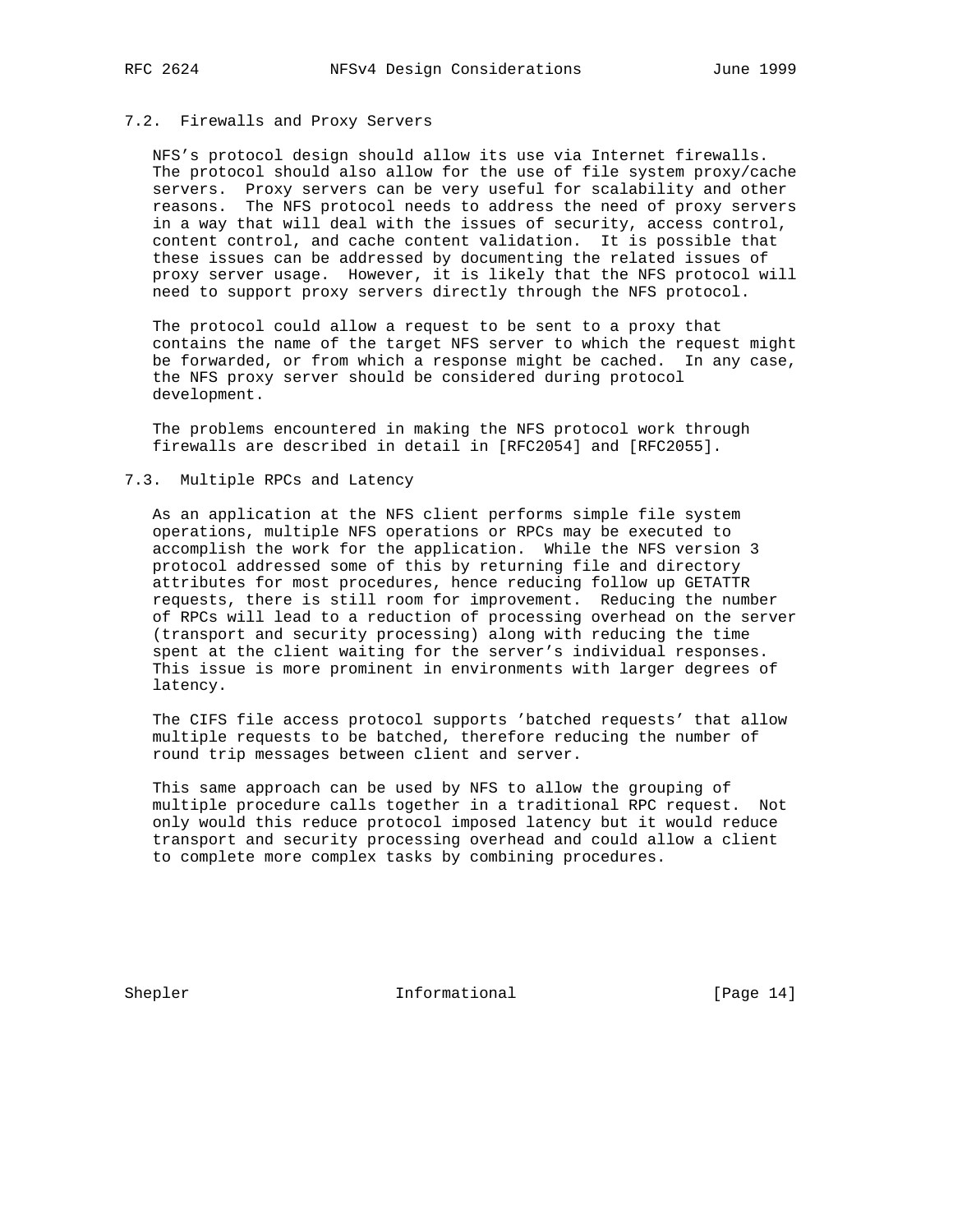### 7.2. Firewalls and Proxy Servers

NFS's protocol design should allow its use via Internet firewalls. The protocol should also allow for the use of file system proxy/cache servers. Proxy servers can be very useful for scalability and other reasons. The NFS protocol needs to address the need of proxy servers in a way that will deal with the issues of security, access control, content control, and cache content validation. It is possible that these issues can be addressed by documenting the related issues of proxy server usage. However, it is likely that the NFS protocol will need to support proxy servers directly through the NFS protocol.

The protocol could allow a request to be sent to a proxy that contains the name of the target NFS server to which the request might be forwarded, or from which a response might be cached. In any case, the NFS proxy server should be considered during protocol development.

The problems encountered in making the NFS protocol work through firewalls are described in detail in [RFC2054] and [RFC2055].

### 7.3. Multiple RPCs and Latency

As an application at the NFS client performs simple file system operations, multiple NFS operations or RPCs may be executed to accomplish the work for the application. While the NFS version 3 protocol addressed some of this by returning file and directory attributes for most procedures, hence reducing follow up GETATTR requests, there is still room for improvement. Reducing the number of RPCs will lead to a reduction of processing overhead on the server (transport and security processing) along with reducing the time spent at the client waiting for the server's individual responses. This issue is more prominent in environments with larger degrees of latency.

The CIFS file access protocol supports 'batched requests' that allow multiple requests to be batched, therefore reducing the number of round trip messages between client and server.

This same approach can be used by NFS to allow the grouping of multiple procedure calls together in a traditional RPC request. Not only would this reduce protocol imposed latency but it would reduce transport and security processing overhead and could allow a client to complete more complex tasks by combining procedures.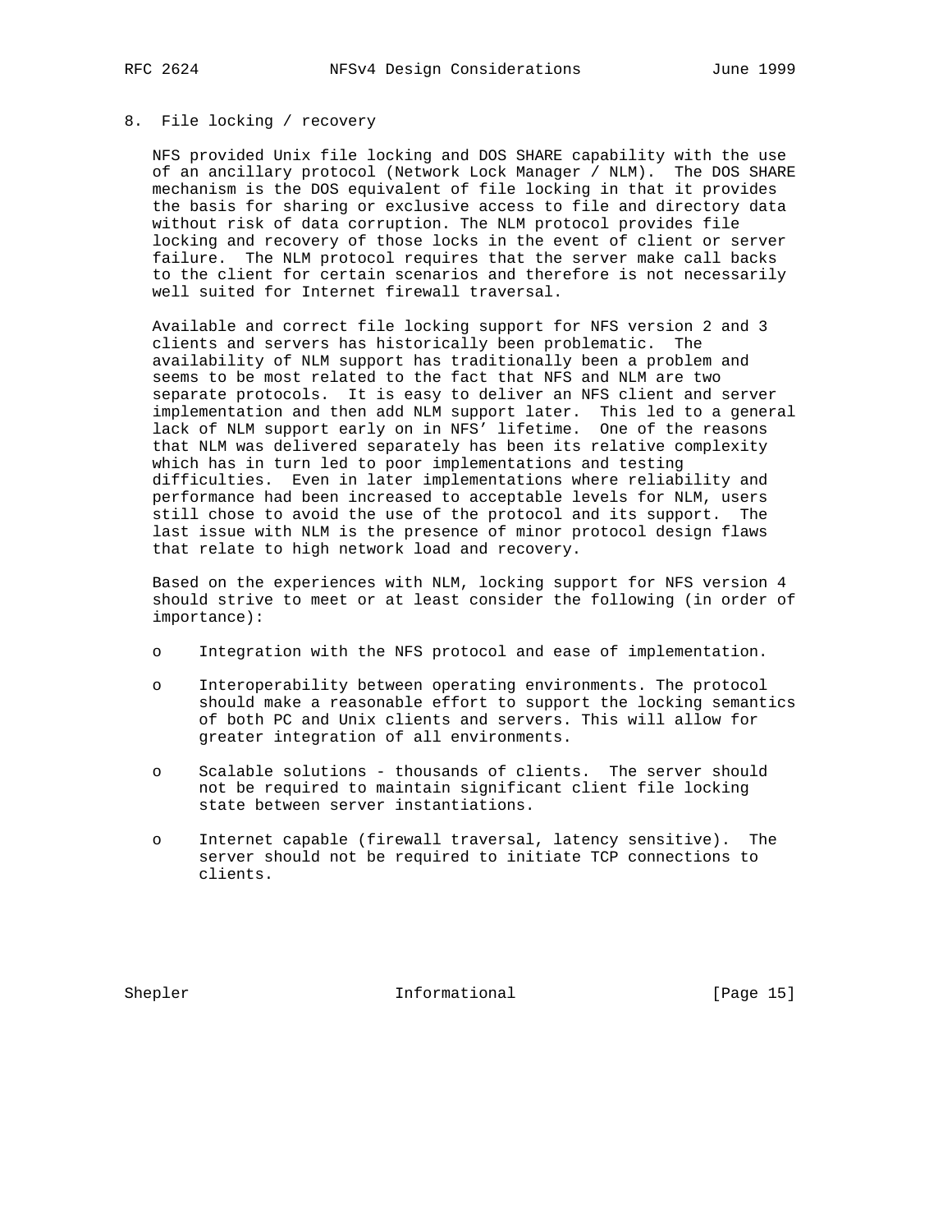## 8. File locking / recovery

NFS provided Unix file locking and DOS SHARE capability with the use of an ancillary protocol (Network Lock Manager / NLM). The DOS SHARE mechanism is the DOS equivalent of file locking in that it provides the basis for sharing or exclusive access to file and directory data without risk of data corruption. The NLM protocol provides file locking and recovery of those locks in the event of client or server failure. The NLM protocol requires that the server make call backs to the client for certain scenarios and therefore is not necessarily well suited for Internet firewall traversal.

Available and correct file locking support for NFS version 2 and 3 clients and servers has historically been problematic. The availability of NLM support has traditionally been a problem and seems to be most related to the fact that NFS and NLM are two separate protocols. It is easy to deliver an NFS client and server implementation and then add NLM support later. This led to a general lack of NLM support early on in NFS' lifetime. One of the reasons that NLM was delivered separately has been its relative complexity which has in turn led to poor implementations and testing difficulties. Even in later implementations where reliability and performance had been increased to acceptable levels for NLM, users still chose to avoid the use of the protocol and its support. The last issue with NLM is the presence of minor protocol design flaws that relate to high network load and recovery.

Based on the experiences with NLM, locking support for NFS version 4 should strive to meet or at least consider the following (in order of importance):

- Integration with the NFS protocol and ease of implementation.
- Interoperability between operating environments. The protocol should make a reasonable effort to support the locking semantics of both PC and Unix clients and servers. This will allow for greater integration of all environments.
- Scalable solutions - thousands of clients. The server should not be required to maintain significant client file locking state between server instantiations.
- Internet capable (firewall traversal, latency sensitive). The server should not be required to initiate TCP connections to clients.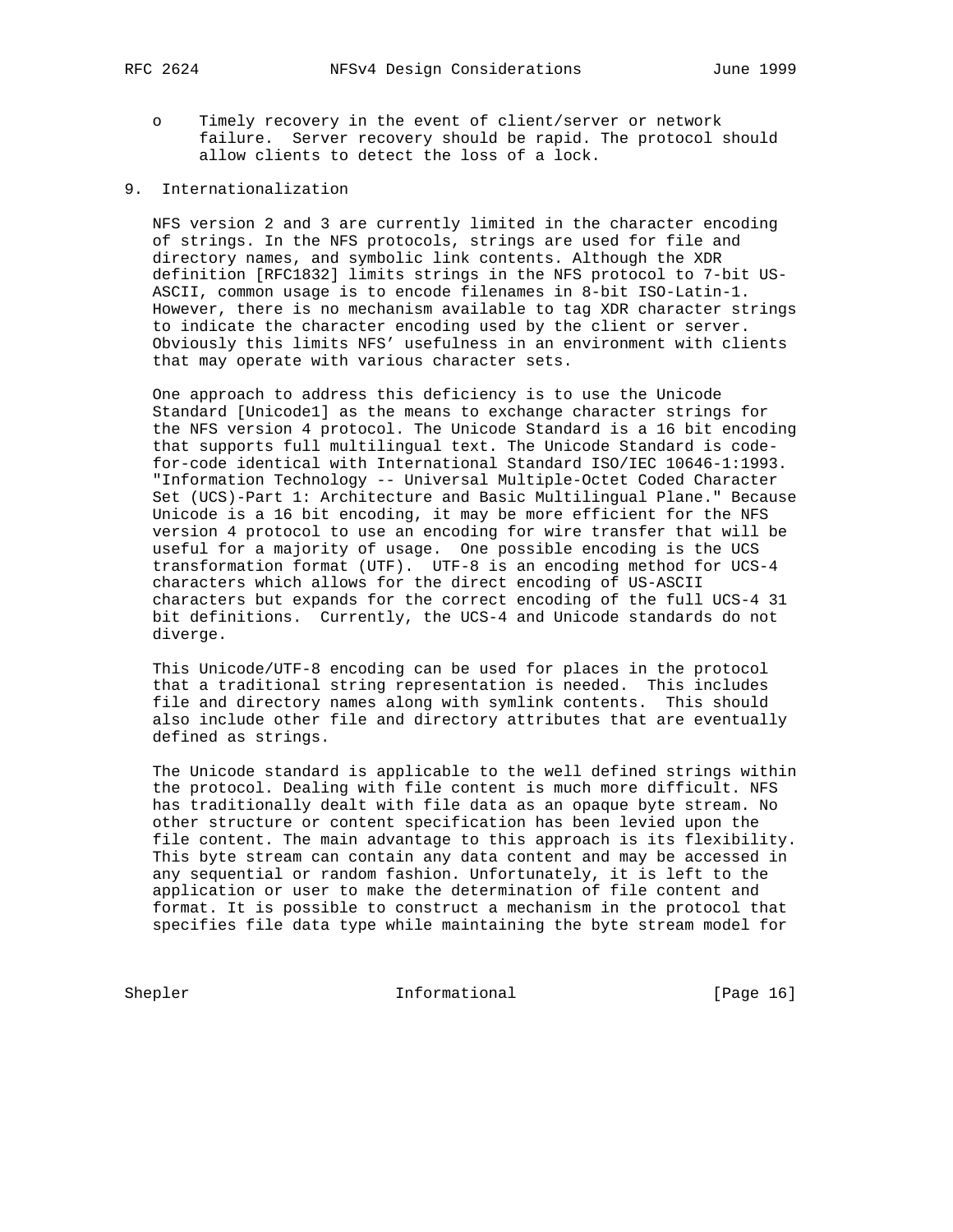- Timely recovery in the event of client/server or network failure. Server recovery should be rapid. The protocol should allow clients to detect the loss of a lock.

## 9. Internationalization

NFS version 2 and 3 are currently limited in the character encoding of strings. In the NFS protocols, strings are used for file and directory names, and symbolic link contents. Although the XDR definition [RFC1832] limits strings in the NFS protocol to 7-bit US-ASCII, common usage is to encode filenames in 8-bit ISO-Latin-1. However, there is no mechanism available to tag XDR character strings to indicate the character encoding used by the client or server. Obviously this limits NFS' usefulness in an environment with clients that may operate with various character sets.

One approach to address this deficiency is to use the Unicode Standard [Unicode1] as the means to exchange character strings for the NFS version 4 protocol. The Unicode Standard is a 16 bit encoding that supports full multilingual text. The Unicode Standard is code-for-code identical with International Standard ISO/IEC 10646-1:1993. "Information Technology -- Universal Multiple-Octet Coded Character Set (UCS)-Part 1: Architecture and Basic Multilingual Plane." Because Unicode is a 16 bit encoding, it may be more efficient for the NFS version 4 protocol to use an encoding for wire transfer that will be useful for a majority of usage. One possible encoding is the UCS transformation format (UTF). UTF-8 is an encoding method for UCS-4 characters which allows for the direct encoding of US-ASCII characters but expands for the correct encoding of the full UCS-4 31 bit definitions. Currently, the UCS-4 and Unicode standards do not diverge.

This Unicode/UTF-8 encoding can be used for places in the protocol that a traditional string representation is needed. This includes file and directory names along with symlink contents. This should also include other file and directory attributes that are eventually defined as strings.

The Unicode standard is applicable to the well defined strings within the protocol. Dealing with file content is much more difficult. NFS has traditionally dealt with file data as an opaque byte stream. No other structure or content specification has been levied upon the file content. The main advantage to this approach is its flexibility. This byte stream can contain any data content and may be accessed in any sequential or random fashion. Unfortunately, it is left to the application or user to make the determination of file content and format. It is possible to construct a mechanism in the protocol that specifies file data type while maintaining the byte stream model for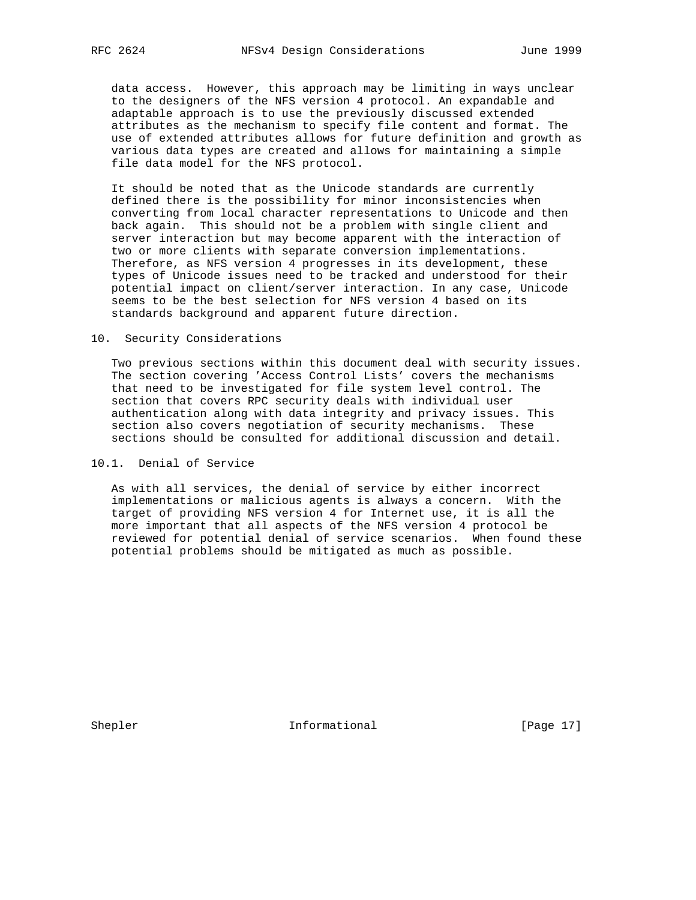data access. However, this approach may be limiting in ways unclear to the designers of the NFS version 4 protocol. An expandable and adaptable approach is to use the previously discussed extended attributes as the mechanism to specify file content and format. The use of extended attributes allows for future definition and growth as various data types are created and allows for maintaining a simple file data model for the NFS protocol.

It should be noted that as the Unicode standards are currently defined there is the possibility for minor inconsistencies when converting from local character representations to Unicode and then back again. This should not be a problem with single client and server interaction but may become apparent with the interaction of two or more clients with separate conversion implementations. Therefore, as NFS version 4 progresses in its development, these types of Unicode issues need to be tracked and understood for their potential impact on client/server interaction. In any case, Unicode seems to be the best selection for NFS version 4 based on its standards background and apparent future direction.

## 10. Security Considerations

Two previous sections within this document deal with security issues. The section covering 'Access Control Lists' covers the mechanisms that need to be investigated for file system level control. The section that covers RPC security deals with individual user authentication along with data integrity and privacy issues. This section also covers negotiation of security mechanisms. These sections should be consulted for additional discussion and detail.

### 10.1. Denial of Service

As with all services, the denial of service by either incorrect implementations or malicious agents is always a concern. With the target of providing NFS version 4 for Internet use, it is all the more important that all aspects of the NFS version 4 protocol be reviewed for potential denial of service scenarios. When found these potential problems should be mitigated as much as possible.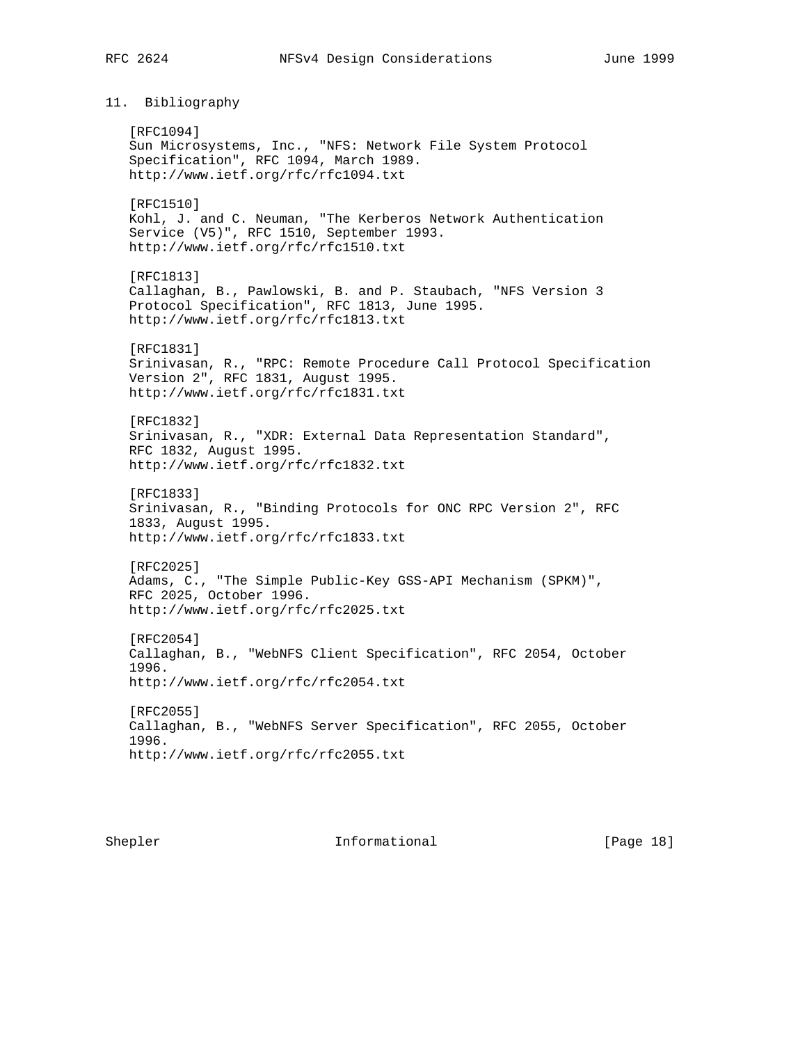## 11. Bibliography

[RFC1094]
Sun Microsystems, Inc., "NFS: Network File System Protocol Specification", RFC 1094, March 1989.
http://www.ietf.org/rfc/rfc1094.txt

[RFC1510]
Kohl, J. and C. Neuman, "The Kerberos Network Authentication Service (V5)", RFC 1510, September 1993.
http://www.ietf.org/rfc/rfc1510.txt

[RFC1813]
Callaghan, B., Pawlowski, B. and P. Staubach, "NFS Version 3 Protocol Specification", RFC 1813, June 1995.
http://www.ietf.org/rfc/rfc1813.txt

[RFC1831]
Srinivasan, R., "RPC: Remote Procedure Call Protocol Specification Version 2", RFC 1831, August 1995.
http://www.ietf.org/rfc/rfc1831.txt

[RFC1832]
Srinivasan, R., "XDR: External Data Representation Standard", RFC 1832, August 1995.
http://www.ietf.org/rfc/rfc1832.txt

[RFC1833]
Srinivasan, R., "Binding Protocols for ONC RPC Version 2", RFC 1833, August 1995.
http://www.ietf.org/rfc/rfc1833.txt

[RFC2025]
Adams, C., "The Simple Public-Key GSS-API Mechanism (SPKM)", RFC 2025, October 1996.
http://www.ietf.org/rfc/rfc2025.txt

[RFC2054]
Callaghan, B., "WebNFS Client Specification", RFC 2054, October 1996.
http://www.ietf.org/rfc/rfc2054.txt

[RFC2055]
Callaghan, B., "WebNFS Server Specification", RFC 2055, October 1996.
http://www.ietf.org/rfc/rfc2055.txt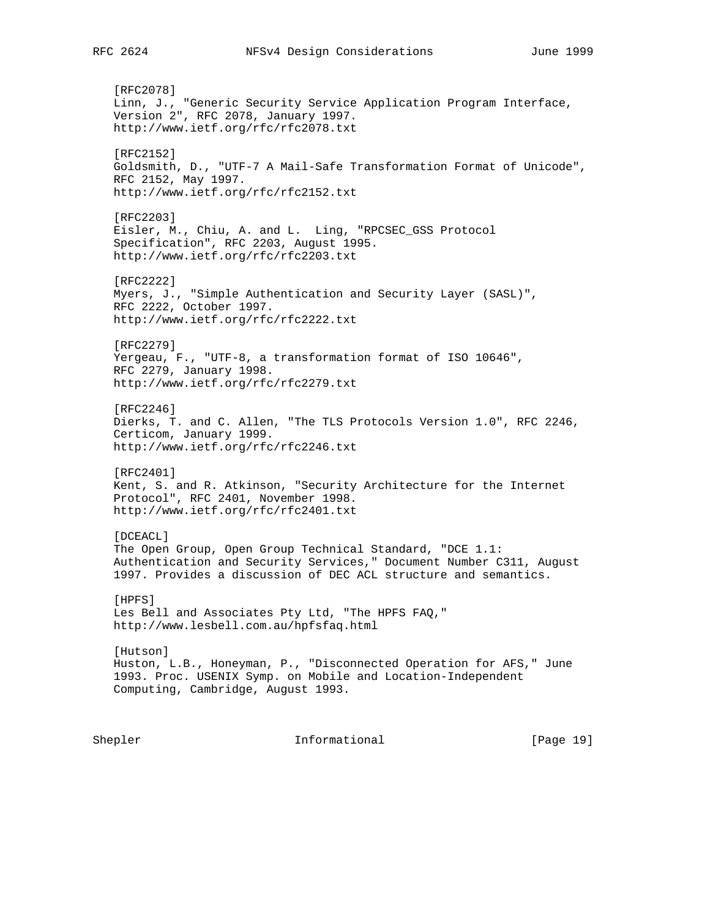[RFC2078]
Linn, J., "Generic Security Service Application Program Interface, Version 2", RFC 2078, January 1997.
http://www.ietf.org/rfc/rfc2078.txt

[RFC2152]
Goldsmith, D., "UTF-7 A Mail-Safe Transformation Format of Unicode", RFC 2152, May 1997.
http://www.ietf.org/rfc/rfc2152.txt

[RFC2203]
Eisler, M., Chiu, A. and L. Ling, "RPCSEC_GSS Protocol Specification", RFC 2203, August 1995.
http://www.ietf.org/rfc/rfc2203.txt

[RFC2222]
Myers, J., "Simple Authentication and Security Layer (SASL)", RFC 2222, October 1997.
http://www.ietf.org/rfc/rfc2222.txt

[RFC2279]
Yergeau, F., "UTF-8, a transformation format of ISO 10646", RFC 2279, January 1998.
http://www.ietf.org/rfc/rfc2279.txt

[RFC2246]
Dierks, T. and C. Allen, "The TLS Protocols Version 1.0", RFC 2246, Certicom, January 1999.
http://www.ietf.org/rfc/rfc2246.txt

[RFC2401]
Kent, S. and R. Atkinson, "Security Architecture for the Internet Protocol", RFC 2401, November 1998.
http://www.ietf.org/rfc/rfc2401.txt

[DCEACL]
The Open Group, Open Group Technical Standard, "DCE 1.1: Authentication and Security Services," Document Number C311, August 1997. Provides a discussion of DEC ACL structure and semantics.

[HPFS]
Les Bell and Associates Pty Ltd, "The HPFS FAQ,"
http://www.lesbell.com.au/hpfsfaq.html

[Hutson]
Huston, L.B., Honeyman, P., "Disconnected Operation for AFS," June 1993. Proc. USENIX Symp. on Mobile and Location-Independent Computing, Cambridge, August 1993.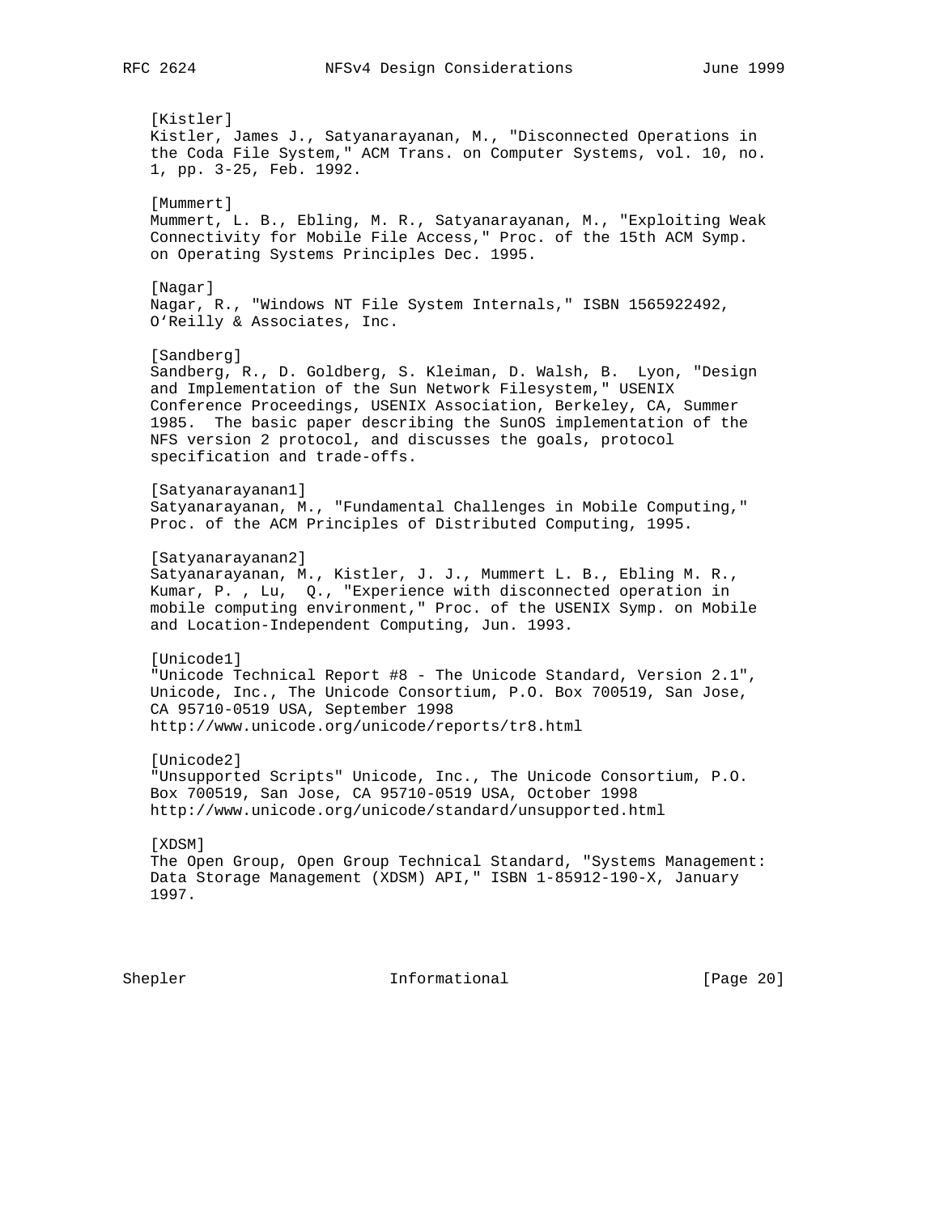[Kistler]
Kistler, James J., Satyanarayanan, M., "Disconnected Operations in the Coda File System," ACM Trans. on Computer Systems, vol. 10, no. 1, pp. 3-25, Feb. 1992.

[Mummert]
Mummert, L. B., Ebling, M. R., Satyanarayanan, M., "Exploiting Weak Connectivity for Mobile File Access," Proc. of the 15th ACM Symp. on Operating Systems Principles Dec. 1995.

[Nagar]
Nagar, R., "Windows NT File System Internals," ISBN 1565922492, O'Reilly & Associates, Inc.

[Sandberg]
Sandberg, R., D. Goldberg, S. Kleiman, D. Walsh, B. Lyon, "Design and Implementation of the Sun Network Filesystem," USENIX Conference Proceedings, USENIX Association, Berkeley, CA, Summer 1985. The basic paper describing the SunOS implementation of the NFS version 2 protocol, and discusses the goals, protocol specification and trade-offs.

[Satyanarayanan1]
Satyanarayanan, M., "Fundamental Challenges in Mobile Computing," Proc. of the ACM Principles of Distributed Computing, 1995.

[Satyanarayanan2]
Satyanarayanan, M., Kistler, J. J., Mummert L. B., Ebling M. R., Kumar, P. , Lu, Q., "Experience with disconnected operation in mobile computing environment," Proc. of the USENIX Symp. on Mobile and Location-Independent Computing, Jun. 1993.

[Unicode1]
"Unicode Technical Report #8 - The Unicode Standard, Version 2.1", Unicode, Inc., The Unicode Consortium, P.O. Box 700519, San Jose, CA 95710-0519 USA, September 1998
http://www.unicode.org/unicode/reports/tr8.html

[Unicode2]
"Unsupported Scripts" Unicode, Inc., The Unicode Consortium, P.O. Box 700519, San Jose, CA 95710-0519 USA, October 1998
http://www.unicode.org/unicode/standard/unsupported.html

[XDSM]
The Open Group, Open Group Technical Standard, "Systems Management: Data Storage Management (XDSM) API," ISBN 1-85912-190-X, January 1997.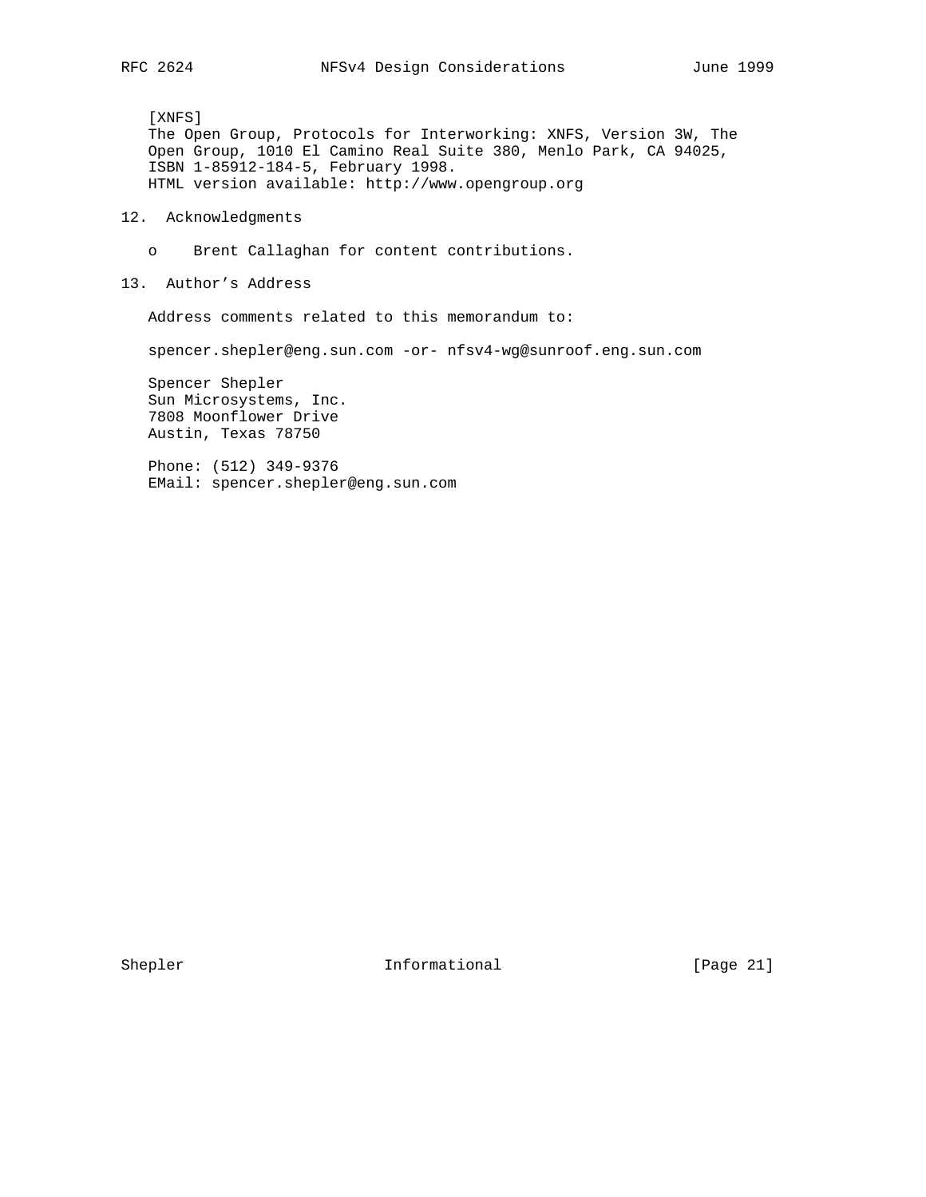[XNFS]
The Open Group, Protocols for Interworking: XNFS, Version 3W, The Open Group, 1010 El Camino Real Suite 380, Menlo Park, CA 94025, ISBN 1-85912-184-5, February 1998.
HTML version available: http://www.opengroup.org

## 12. Acknowledgments

- Brent Callaghan for content contributions.

## 13. Author's Address

Address comments related to this memorandum to:

spencer.shepler@eng.sun.com -or- nfsv4-wg@sunroof.eng.sun.com

Spencer Shepler
Sun Microsystems, Inc.
7808 Moonflower Drive
Austin, Texas 78750

Phone: (512) 349-9376
EMail: spencer.shepler@eng.sun.com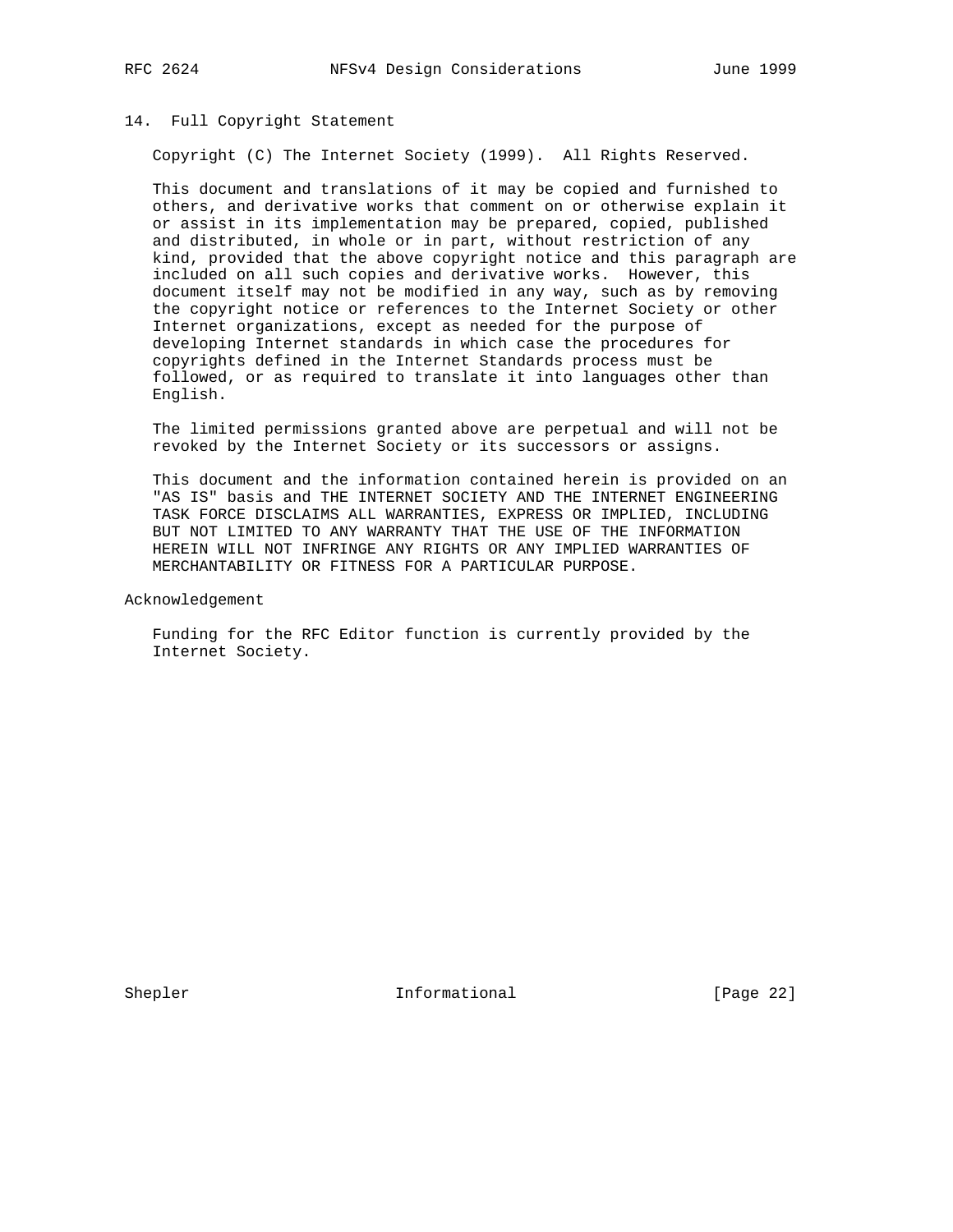## 14. Full Copyright Statement

Copyright (C) The Internet Society (1999). All Rights Reserved.

This document and translations of it may be copied and furnished to others, and derivative works that comment on or otherwise explain it or assist in its implementation may be prepared, copied, published and distributed, in whole or in part, without restriction of any kind, provided that the above copyright notice and this paragraph are included on all such copies and derivative works. However, this document itself may not be modified in any way, such as by removing the copyright notice or references to the Internet Society or other Internet organizations, except as needed for the purpose of developing Internet standards in which case the procedures for copyrights defined in the Internet Standards process must be followed, or as required to translate it into languages other than English.

The limited permissions granted above are perpetual and will not be revoked by the Internet Society or its successors or assigns.

This document and the information contained herein is provided on an "AS IS" basis and THE INTERNET SOCIETY AND THE INTERNET ENGINEERING TASK FORCE DISCLAIMS ALL WARRANTIES, EXPRESS OR IMPLIED, INCLUDING BUT NOT LIMITED TO ANY WARRANTY THAT THE USE OF THE INFORMATION HEREIN WILL NOT INFRINGE ANY RIGHTS OR ANY IMPLIED WARRANTIES OF MERCHANTABILITY OR FITNESS FOR A PARTICULAR PURPOSE.

## Acknowledgement

Funding for the RFC Editor function is currently provided by the Internet Society.